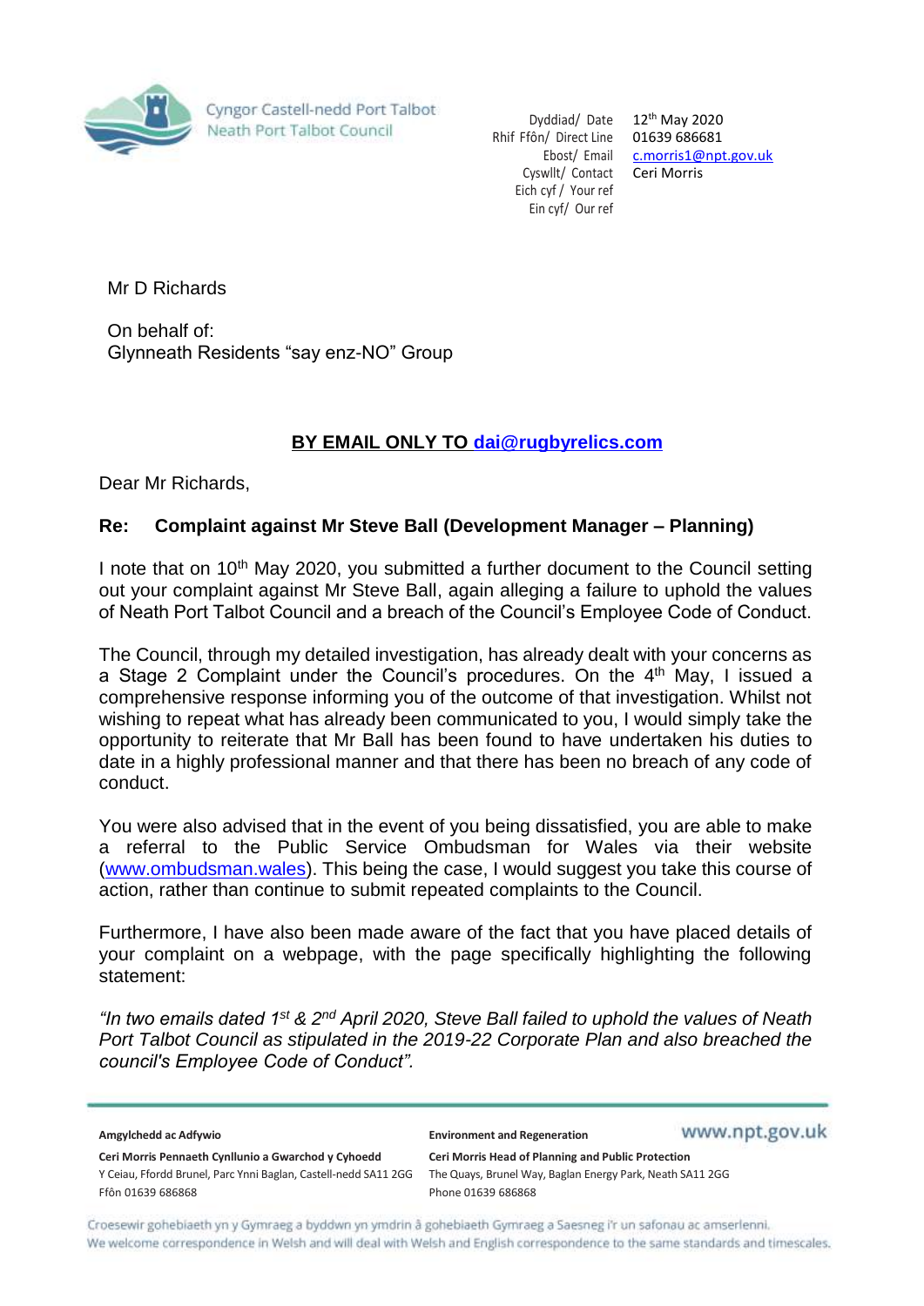Cyngor Castell-nedd Port Talbot
Neath Port Talbot Council

| | |
|---|---|
| Dyddiad/ Date | 12th May 2020 |
| Rhif Ffôn/ Direct Line | 01639 686681 |
| Ebost/ Email | c.morris1@npt.gov.uk |
| Cyswllt/ Contact | Ceri Morris |
| Eich cyf / Your ref | |
| Ein cyf/ Our ref | |

Mr D Richards

On behalf of:
Glynneath Residents "say enz-NO" Group

**BY EMAIL ONLY TO dai@rugbyrelics.com**

Dear Mr Richards,

**Re: Complaint against Mr Steve Ball (Development Manager – Planning)**

I note that on 10th May 2020, you submitted a further document to the Council setting out your complaint against Mr Steve Ball, again alleging a failure to uphold the values of Neath Port Talbot Council and a breach of the Council's Employee Code of Conduct.

The Council, through my detailed investigation, has already dealt with your concerns as a Stage 2 Complaint under the Council's procedures. On the 4th May, I issued a comprehensive response informing you of the outcome of that investigation. Whilst not wishing to repeat what has already been communicated to you, I would simply take the opportunity to reiterate that Mr Ball has been found to have undertaken his duties to date in a highly professional manner and that there has been no breach of any code of conduct.

You were also advised that in the event of you being dissatisfied, you are able to make a referral to the Public Service Ombudsman for Wales via their website (www.ombudsman.wales). This being the case, I would suggest you take this course of action, rather than continue to submit repeated complaints to the Council.

Furthermore, I have also been made aware of the fact that you have placed details of your complaint on a webpage, with the page specifically highlighting the following statement:

*"In two emails dated 1st & 2nd April 2020, Steve Ball failed to uphold the values of Neath Port Talbot Council as stipulated in the 2019-22 Corporate Plan and also breached the council's Employee Code of Conduct".*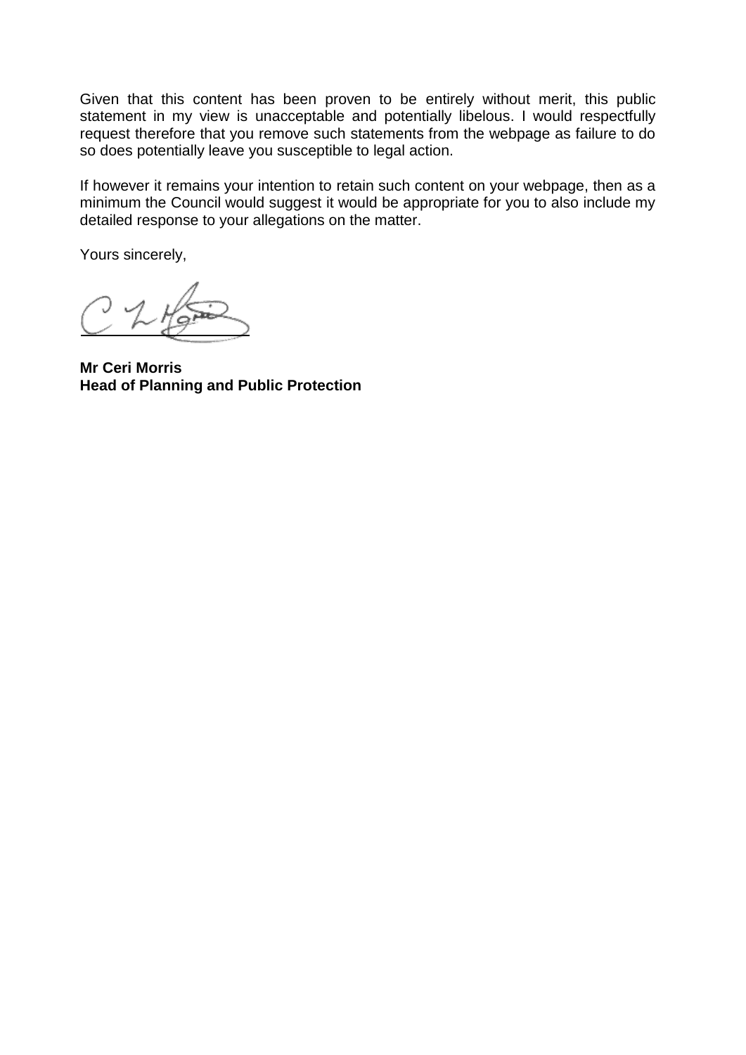Given that this content has been proven to be entirely without merit, this public statement in my view is unacceptable and potentially libelous. I would respectfully request therefore that you remove such statements from the webpage as failure to do so does potentially leave you susceptible to legal action.

If however it remains your intention to retain such content on your webpage, then as a minimum the Council would suggest it would be appropriate for you to also include my detailed response to your allegations on the matter.

Yours sincerely,

**Mr Ceri Morris**
**Head of Planning and Public Protection**